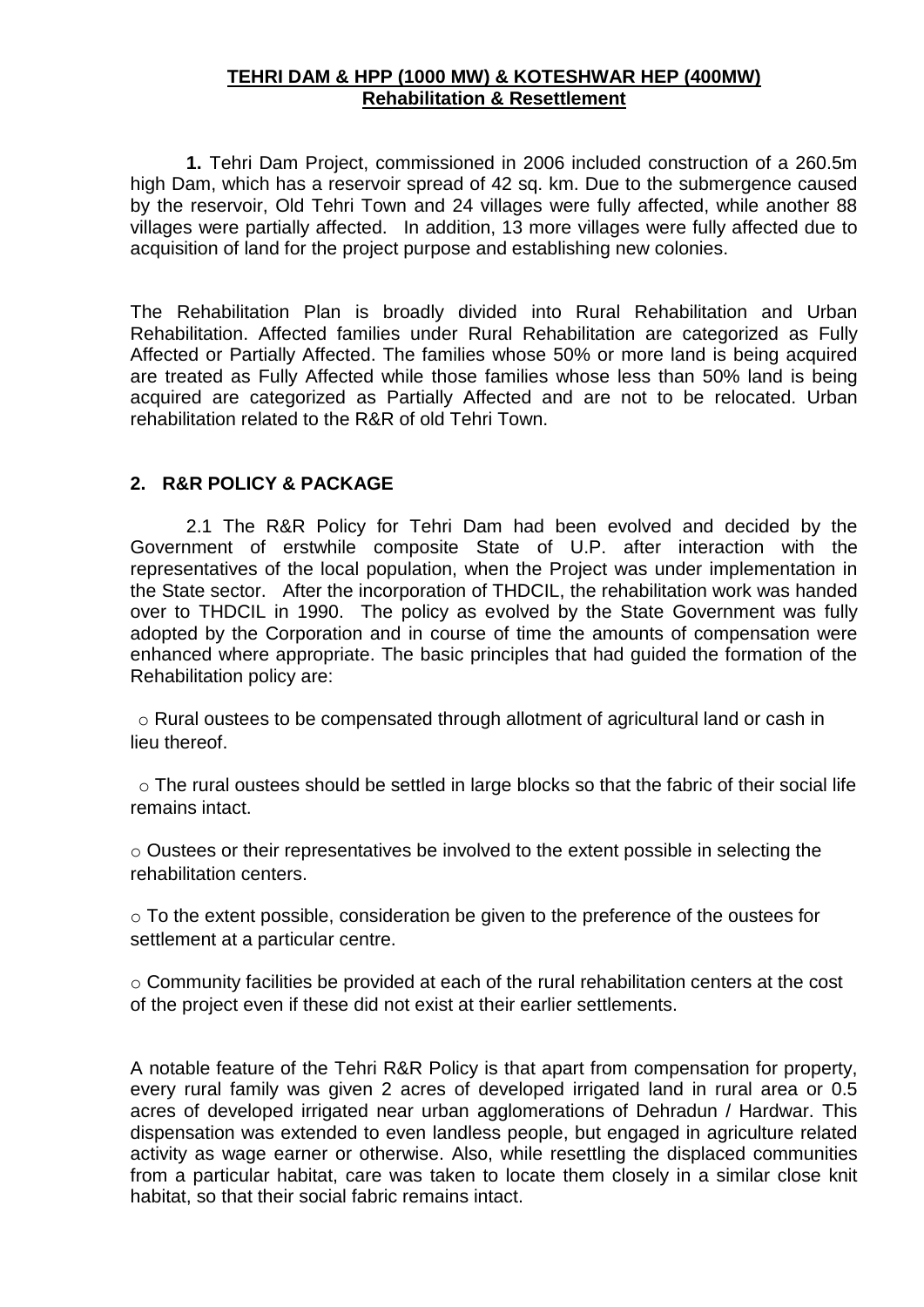# TEHRI DAM & HPP (1000 MW) & KOTESHWAR HEP (400MW)
## Rehabilitation & Resettlement

**1.** Tehri Dam Project, commissioned in 2006 included construction of a 260.5m high Dam, which has a reservoir spread of 42 sq. km. Due to the submergence caused by the reservoir, Old Tehri Town and 24 villages were fully affected, while another 88 villages were partially affected. In addition, 13 more villages were fully affected due to acquisition of land for the project purpose and establishing new colonies.

The Rehabilitation Plan is broadly divided into Rural Rehabilitation and Urban Rehabilitation. Affected families under Rural Rehabilitation are categorized as Fully Affected or Partially Affected. The families whose 50% or more land is being acquired are treated as Fully Affected while those families whose less than 50% land is being acquired are categorized as Partially Affected and are not to be relocated. Urban rehabilitation related to the R&R of old Tehri Town.

### 2. R&R POLICY & PACKAGE

2.1 The R&R Policy for Tehri Dam had been evolved and decided by the Government of erstwhile composite State of U.P. after interaction with the representatives of the local population, when the Project was under implementation in the State sector. After the incorporation of THDCIL, the rehabilitation work was handed over to THDCIL in 1990. The policy as evolved by the State Government was fully adopted by the Corporation and in course of time the amounts of compensation were enhanced where appropriate. The basic principles that had guided the formation of the Rehabilitation policy are:

- Rural oustees to be compensated through allotment of agricultural land or cash in lieu thereof.
- The rural oustees should be settled in large blocks so that the fabric of their social life remains intact.
- Oustees or their representatives be involved to the extent possible in selecting the rehabilitation centers.
- To the extent possible, consideration be given to the preference of the oustees for settlement at a particular centre.
- Community facilities be provided at each of the rural rehabilitation centers at the cost of the project even if these did not exist at their earlier settlements.

A notable feature of the Tehri R&R Policy is that apart from compensation for property, every rural family was given 2 acres of developed irrigated land in rural area or 0.5 acres of developed irrigated near urban agglomerations of Dehradun / Hardwar. This dispensation was extended to even landless people, but engaged in agriculture related activity as wage earner or otherwise. Also, while resettling the displaced communities from a particular habitat, care was taken to locate them closely in a similar close knit habitat, so that their social fabric remains intact.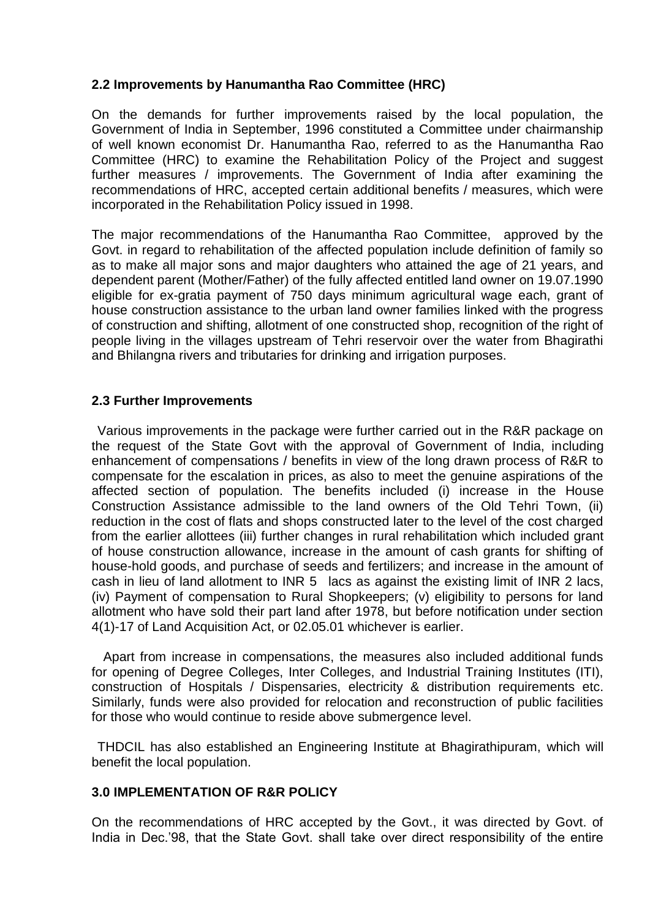### 2.2 Improvements by Hanumantha Rao Committee (HRC)

On the demands for further improvements raised by the local population, the Government of India in September, 1996 constituted a Committee under chairmanship of well known economist Dr. Hanumantha Rao, referred to as the Hanumantha Rao Committee (HRC) to examine the Rehabilitation Policy of the Project and suggest further measures / improvements. The Government of India after examining the recommendations of HRC, accepted certain additional benefits / measures, which were incorporated in the Rehabilitation Policy issued in 1998.

The major recommendations of the Hanumantha Rao Committee, approved by the Govt. in regard to rehabilitation of the affected population include definition of family so as to make all major sons and major daughters who attained the age of 21 years, and dependent parent (Mother/Father) of the fully affected entitled land owner on 19.07.1990 eligible for ex-gratia payment of 750 days minimum agricultural wage each, grant of house construction assistance to the urban land owner families linked with the progress of construction and shifting, allotment of one constructed shop, recognition of the right of people living in the villages upstream of Tehri reservoir over the water from Bhagirathi and Bhilangna rivers and tributaries for drinking and irrigation purposes.

### 2.3 Further Improvements

Various improvements in the package were further carried out in the R&R package on the request of the State Govt with the approval of Government of India, including enhancement of compensations / benefits in view of the long drawn process of R&R to compensate for the escalation in prices, as also to meet the genuine aspirations of the affected section of population. The benefits included (i) increase in the House Construction Assistance admissible to the land owners of the Old Tehri Town, (ii) reduction in the cost of flats and shops constructed later to the level of the cost charged from the earlier allottees (iii) further changes in rural rehabilitation which included grant of house construction allowance, increase in the amount of cash grants for shifting of house-hold goods, and purchase of seeds and fertilizers; and increase in the amount of cash in lieu of land allotment to INR 5 lacs as against the existing limit of INR 2 lacs, (iv) Payment of compensation to Rural Shopkeepers; (v) eligibility to persons for land allotment who have sold their part land after 1978, but before notification under section 4(1)-17 of Land Acquisition Act, or 02.05.01 whichever is earlier.

Apart from increase in compensations, the measures also included additional funds for opening of Degree Colleges, Inter Colleges, and Industrial Training Institutes (ITI), construction of Hospitals / Dispensaries, electricity & distribution requirements etc. Similarly, funds were also provided for relocation and reconstruction of public facilities for those who would continue to reside above submergence level.

THDCIL has also established an Engineering Institute at Bhagirathipuram, which will benefit the local population.

### 3.0 IMPLEMENTATION OF R&R POLICY

On the recommendations of HRC accepted by the Govt., it was directed by Govt. of India in Dec.'98, that the State Govt. shall take over direct responsibility of the entire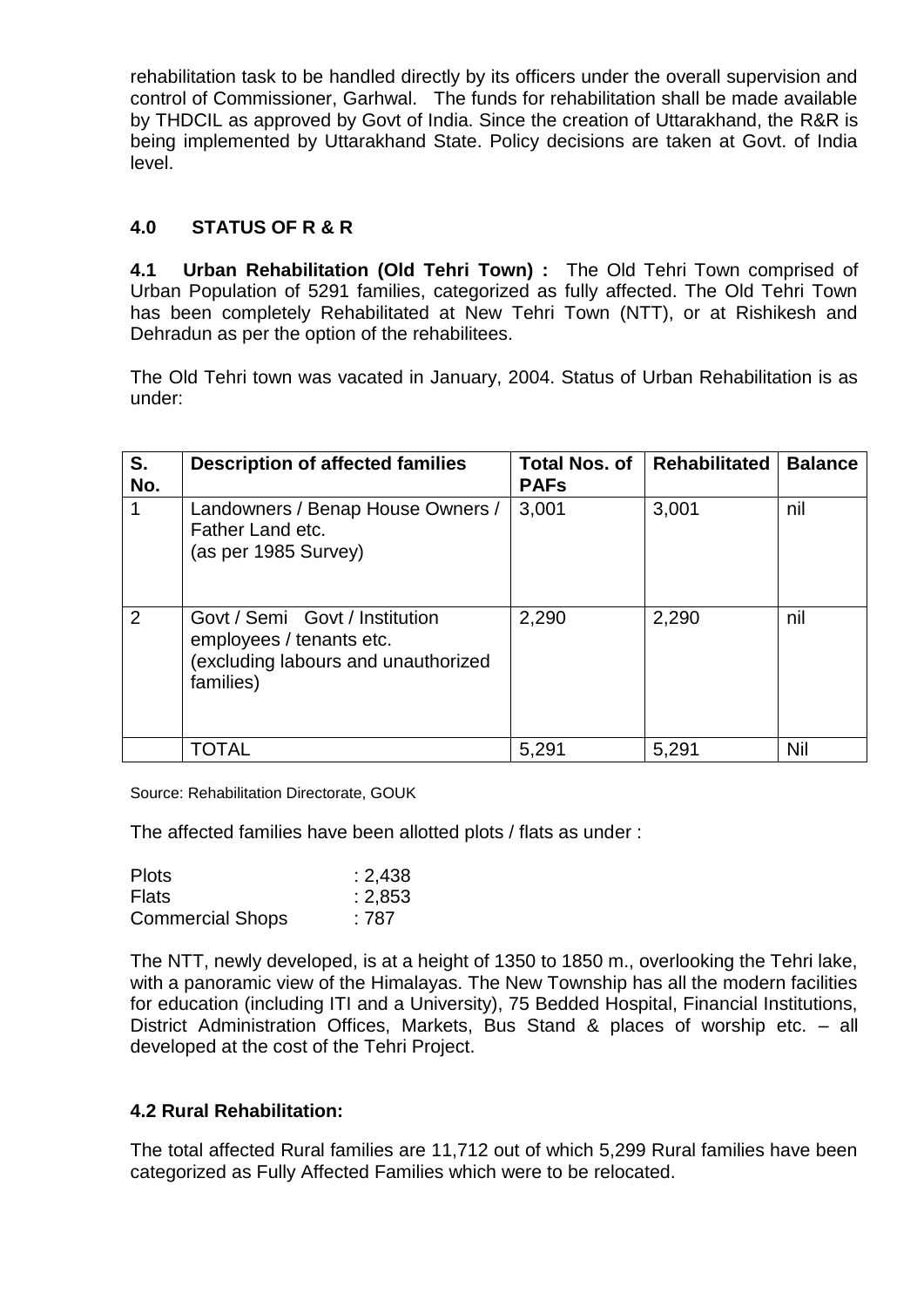rehabilitation task to be handled directly by its officers under the overall supervision and control of Commissioner, Garhwal. The funds for rehabilitation shall be made available by THDCIL as approved by Govt of India. Since the creation of Uttarakhand, the R&R is being implemented by Uttarakhand State. Policy decisions are taken at Govt. of India level.

## 4.0 STATUS OF R & R

**4.1 Urban Rehabilitation (Old Tehri Town) :** The Old Tehri Town comprised of Urban Population of 5291 families, categorized as fully affected. The Old Tehri Town has been completely Rehabilitated at New Tehri Town (NTT), or at Rishikesh and Dehradun as per the option of the rehabilitees.

The Old Tehri town was vacated in January, 2004. Status of Urban Rehabilitation is as under:

| S. No. | Description of affected families | Total Nos. of PAFs | Rehabilitated | Balance |
|---|---|---|---|---|
| 1 | Landowners / Benap House Owners / Father Land etc. (as per 1985 Survey) | 3,001 | 3,001 | nil |
| 2 | Govt / Semi Govt / Institution employees / tenants etc. (excluding labours and unauthorized families) | 2,290 | 2,290 | nil |
| | TOTAL | 5,291 | 5,291 | Nil |

Source: Rehabilitation Directorate, GOUK

The affected families have been allotted plots / flats as under :

Plots : 2,438
Flats : 2,853
Commercial Shops : 787

The NTT, newly developed, is at a height of 1350 to 1850 m., overlooking the Tehri lake, with a panoramic view of the Himalayas. The New Township has all the modern facilities for education (including ITI and a University), 75 Bedded Hospital, Financial Institutions, District Administration Offices, Markets, Bus Stand & places of worship etc. – all developed at the cost of the Tehri Project.

### 4.2 Rural Rehabilitation:

The total affected Rural families are 11,712 out of which 5,299 Rural families have been categorized as Fully Affected Families which were to be relocated.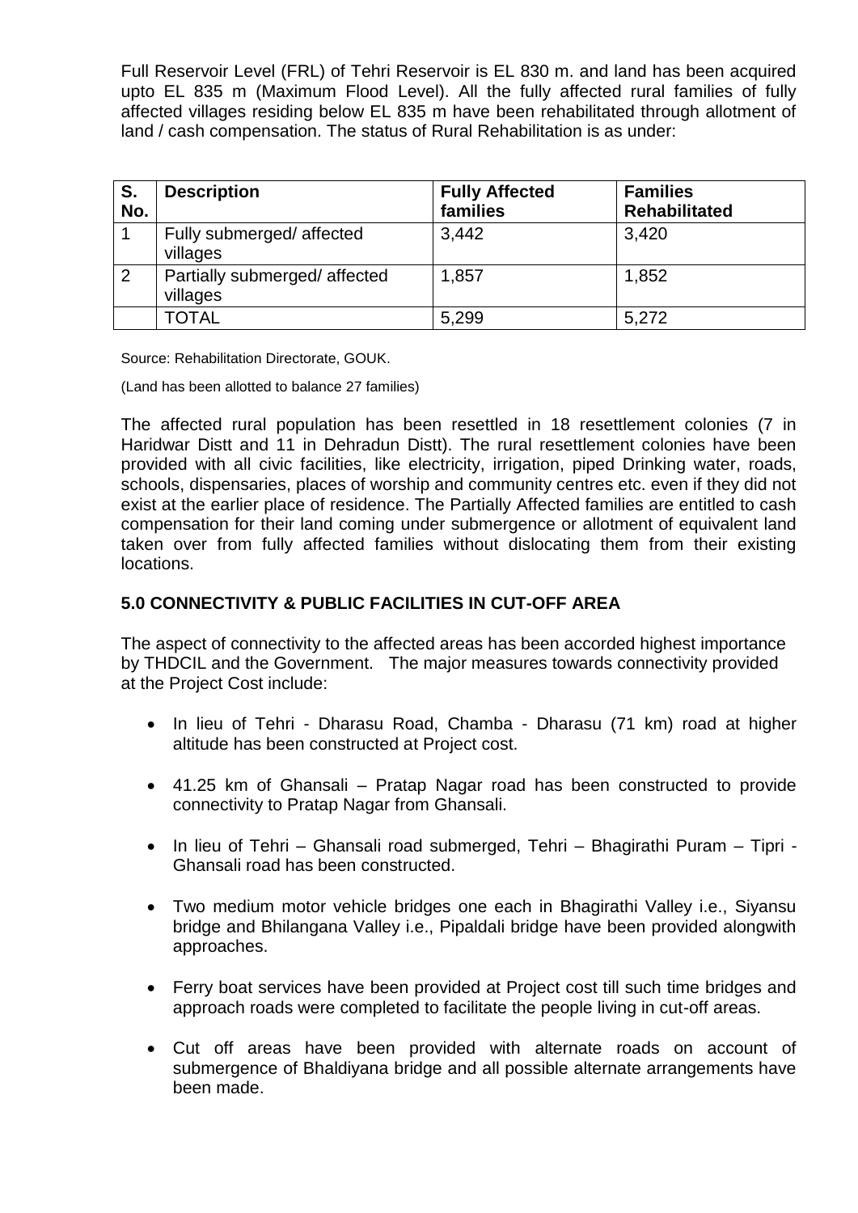Full Reservoir Level (FRL) of Tehri Reservoir is EL 830 m. and land has been acquired upto EL 835 m (Maximum Flood Level). All the fully affected rural families of fully affected villages residing below EL 835 m have been rehabilitated through allotment of land / cash compensation. The status of Rural Rehabilitation is as under:

| S. No. | Description | Fully Affected families | Families Rehabilitated |
|---|---|---|---|
| 1 | Fully submerged/ affected villages | 3,442 | 3,420 |
| 2 | Partially submerged/ affected villages | 1,857 | 1,852 |
| | TOTAL | 5,299 | 5,272 |

Source: Rehabilitation Directorate, GOUK.

(Land has been allotted to balance 27 families)

The affected rural population has been resettled in 18 resettlement colonies (7 in Haridwar Distt and 11 in Dehradun Distt). The rural resettlement colonies have been provided with all civic facilities, like electricity, irrigation, piped Drinking water, roads, schools, dispensaries, places of worship and community centres etc. even if they did not exist at the earlier place of residence. The Partially Affected families are entitled to cash compensation for their land coming under submergence or allotment of equivalent land taken over from fully affected families without dislocating them from their existing locations.

## 5.0 CONNECTIVITY & PUBLIC FACILITIES IN CUT-OFF AREA

The aspect of connectivity to the affected areas has been accorded highest importance by THDCIL and the Government. The major measures towards connectivity provided at the Project Cost include:

- In lieu of Tehri - Dharasu Road, Chamba - Dharasu (71 km) road at higher altitude has been constructed at Project cost.
- 41.25 km of Ghansali – Pratap Nagar road has been constructed to provide connectivity to Pratap Nagar from Ghansali.
- In lieu of Tehri – Ghansali road submerged, Tehri – Bhagirathi Puram – Tipri - Ghansali road has been constructed.
- Two medium motor vehicle bridges one each in Bhagirathi Valley i.e., Siyansu bridge and Bhilangana Valley i.e., Pipaldali bridge have been provided alongwith approaches.
- Ferry boat services have been provided at Project cost till such time bridges and approach roads were completed to facilitate the people living in cut-off areas.
- Cut off areas have been provided with alternate roads on account of submergence of Bhaldiyana bridge and all possible alternate arrangements have been made.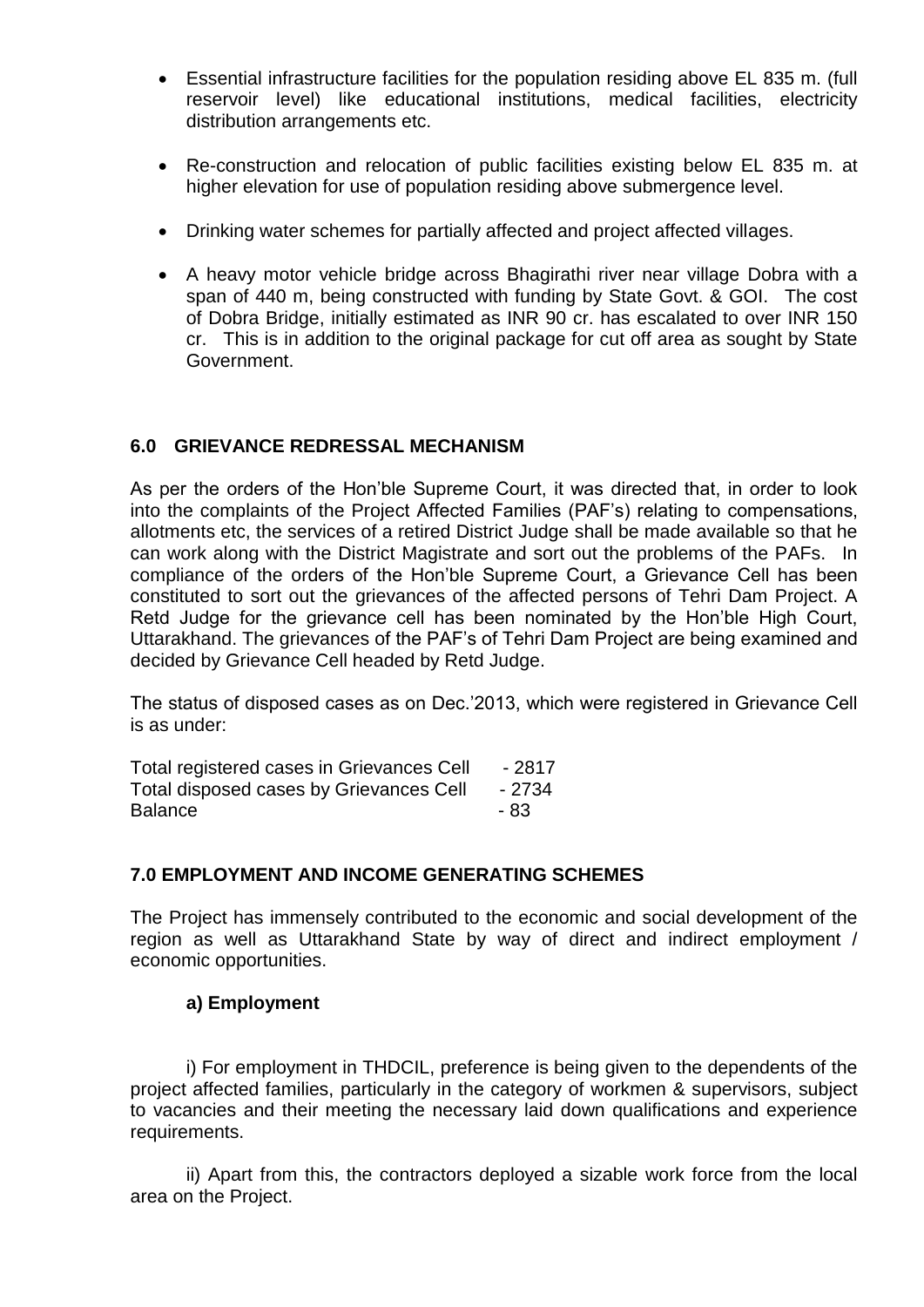- Essential infrastructure facilities for the population residing above EL 835 m. (full reservoir level) like educational institutions, medical facilities, electricity distribution arrangements etc.

- Re-construction and relocation of public facilities existing below EL 835 m. at higher elevation for use of population residing above submergence level.

- Drinking water schemes for partially affected and project affected villages.

- A heavy motor vehicle bridge across Bhagirathi river near village Dobra with a span of 440 m, being constructed with funding by State Govt. & GOI. The cost of Dobra Bridge, initially estimated as INR 90 cr. has escalated to over INR 150 cr. This is in addition to the original package for cut off area as sought by State Government.

## 6.0 GRIEVANCE REDRESSAL MECHANISM

As per the orders of the Hon'ble Supreme Court, it was directed that, in order to look into the complaints of the Project Affected Families (PAF's) relating to compensations, allotments etc, the services of a retired District Judge shall be made available so that he can work along with the District Magistrate and sort out the problems of the PAFs. In compliance of the orders of the Hon'ble Supreme Court, a Grievance Cell has been constituted to sort out the grievances of the affected persons of Tehri Dam Project. A Retd Judge for the grievance cell has been nominated by the Hon'ble High Court, Uttarakhand. The grievances of the PAF's of Tehri Dam Project are being examined and decided by Grievance Cell headed by Retd Judge.

The status of disposed cases as on Dec.'2013, which were registered in Grievance Cell is as under:

| | |
|---|---|
| Total registered cases in Grievances Cell | - 2817 |
| Total disposed cases by Grievances Cell | - 2734 |
| Balance | - 83 |

## 7.0 EMPLOYMENT AND INCOME GENERATING SCHEMES

The Project has immensely contributed to the economic and social development of the region as well as Uttarakhand State by way of direct and indirect employment / economic opportunities.

### a) Employment

i) For employment in THDCIL, preference is being given to the dependents of the project affected families, particularly in the category of workmen & supervisors, subject to vacancies and their meeting the necessary laid down qualifications and experience requirements.

ii) Apart from this, the contractors deployed a sizable work force from the local area on the Project.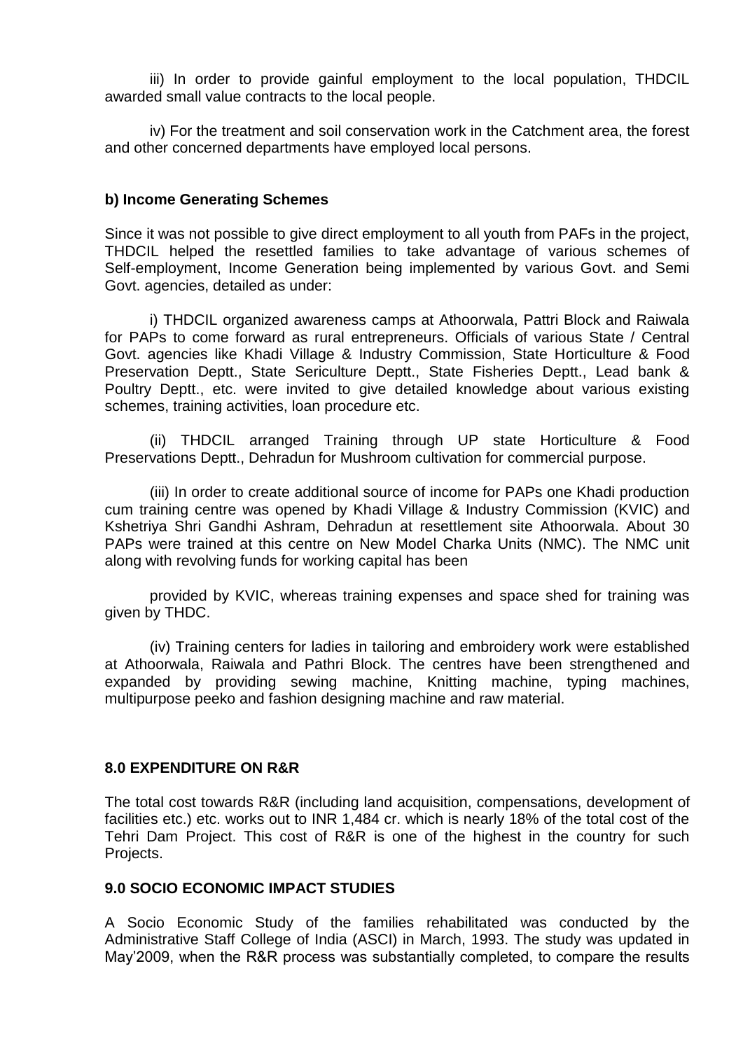iii) In order to provide gainful employment to the local population, THDCIL awarded small value contracts to the local people.

iv) For the treatment and soil conservation work in the Catchment area, the forest and other concerned departments have employed local persons.

**b) Income Generating Schemes**

Since it was not possible to give direct employment to all youth from PAFs in the project, THDCIL helped the resettled families to take advantage of various schemes of Self-employment, Income Generation being implemented by various Govt. and Semi Govt. agencies, detailed as under:

i) THDCIL organized awareness camps at Athoorwala, Pattri Block and Raiwala for PAPs to come forward as rural entrepreneurs. Officials of various State / Central Govt. agencies like Khadi Village & Industry Commission, State Horticulture & Food Preservation Deptt., State Sericulture Deptt., State Fisheries Deptt., Lead bank & Poultry Deptt., etc. were invited to give detailed knowledge about various existing schemes, training activities, loan procedure etc.

(ii) THDCIL arranged Training through UP state Horticulture & Food Preservations Deptt., Dehradun for Mushroom cultivation for commercial purpose.

(iii) In order to create additional source of income for PAPs one Khadi production cum training centre was opened by Khadi Village & Industry Commission (KVIC) and Kshetriya Shri Gandhi Ashram, Dehradun at resettlement site Athoorwala. About 30 PAPs were trained at this centre on New Model Charka Units (NMC). The NMC unit along with revolving funds for working capital has been

provided by KVIC, whereas training expenses and space shed for training was given by THDC.

(iv) Training centers for ladies in tailoring and embroidery work were established at Athoorwala, Raiwala and Pathri Block. The centres have been strengthened and expanded by providing sewing machine, Knitting machine, typing machines, multipurpose peeko and fashion designing machine and raw material.

**8.0 EXPENDITURE ON R&R**

The total cost towards R&R (including land acquisition, compensations, development of facilities etc.) etc. works out to INR 1,484 cr. which is nearly 18% of the total cost of the Tehri Dam Project. This cost of R&R is one of the highest in the country for such Projects.

**9.0 SOCIO ECONOMIC IMPACT STUDIES**

A Socio Economic Study of the families rehabilitated was conducted by the Administrative Staff College of India (ASCI) in March, 1993. The study was updated in May'2009, when the R&R process was substantially completed, to compare the results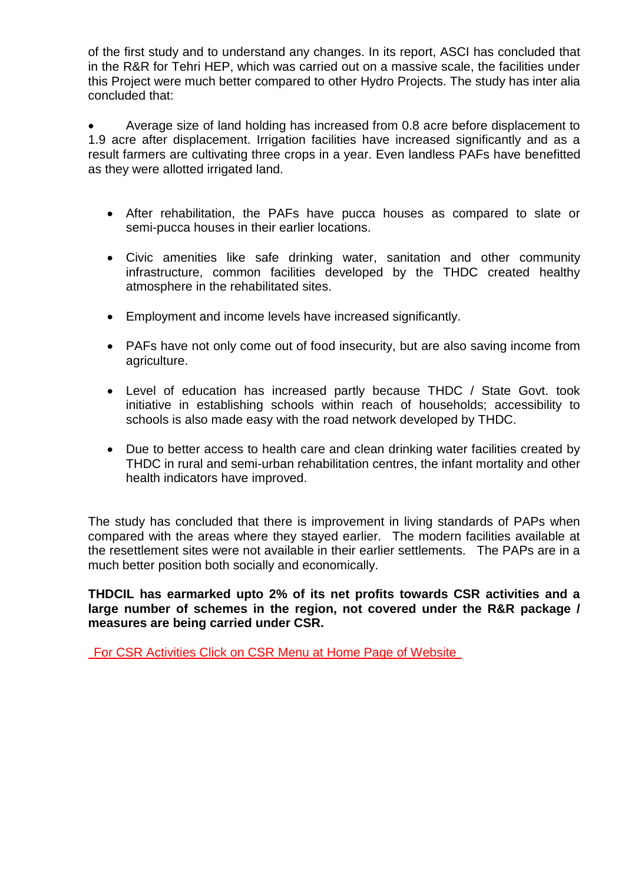of the first study and to understand any changes. In its report, ASCI has concluded that in the R&R for Tehri HEP, which was carried out on a massive scale, the facilities under this Project were much better compared to other Hydro Projects. The study has inter alia concluded that:

- Average size of land holding has increased from 0.8 acre before displacement to 1.9 acre after displacement. Irrigation facilities have increased significantly and as a result farmers are cultivating three crops in a year. Even landless PAFs have benefitted as they were allotted irrigated land.

- After rehabilitation, the PAFs have pucca houses as compared to slate or semi-pucca houses in their earlier locations.

- Civic amenities like safe drinking water, sanitation and other community infrastructure, common facilities developed by the THDC created healthy atmosphere in the rehabilitated sites.

- Employment and income levels have increased significantly.

- PAFs have not only come out of food insecurity, but are also saving income from agriculture.

- Level of education has increased partly because THDC / State Govt. took initiative in establishing schools within reach of households; accessibility to schools is also made easy with the road network developed by THDC.

- Due to better access to health care and clean drinking water facilities created by THDC in rural and semi-urban rehabilitation centres, the infant mortality and other health indicators have improved.

The study has concluded that there is improvement in living standards of PAPs when compared with the areas where they stayed earlier. The modern facilities available at the resettlement sites were not available in their earlier settlements. The PAPs are in a much better position both socially and economically.

**THDCIL has earmarked upto 2% of its net profits towards CSR activities and a large number of schemes in the region, not covered under the R&R package / measures are being carried under CSR.**

For CSR Activities Click on CSR Menu at Home Page of Website